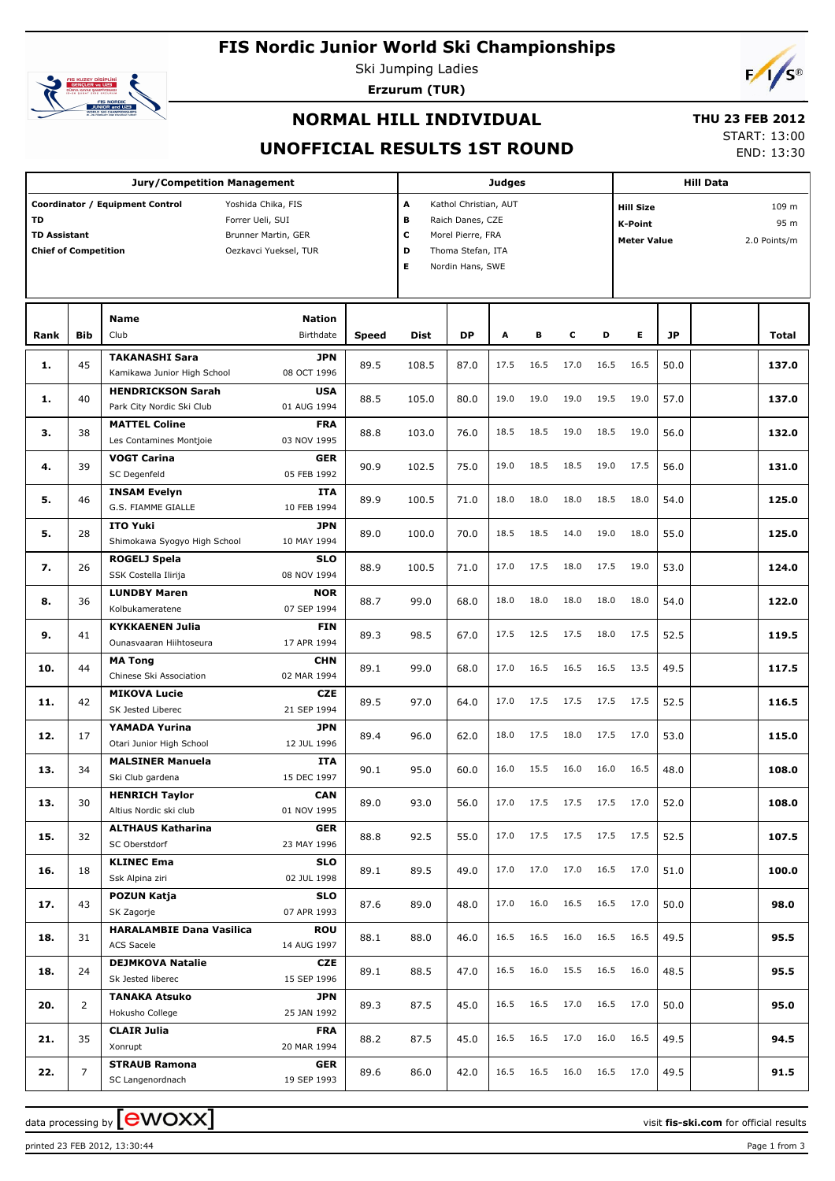# FIS Nordic Junior World Ski Championships

Ski Jumping Ladies

**Erzurum (TUR)**

## NORMAL HILL INDIVIDUAL

## UNOFFICIAL RESULTS 1ST ROUND

**THU 23 FEB 2012**

START: 13:00

END: 13:30

| Jury/Competition Management | | Judges | | Hill Data | |
|---|---|---|---|---|---|
| Coordinator / Equipment Control | Yoshida Chika, FIS | A | Kathol Christian, AUT | Hill Size | 109 m |
| TD | Forrer Ueli, SUI | B | Raich Danes, CZE | K-Point | 95 m |
| TD Assistant | Brunner Martin, GER | C | Morel Pierre, FRA | Meter Value | 2.0 Points/m |
| Chief of Competition | Oezkavci Yueksel, TUR | D | Thoma Stefan, ITA | | |
| | | E | Nordin Hans, SWE | | |

| Rank | Bib | Name / Club | Nation / Birthdate | Speed | Dist | DP | A | B | C | D | E | JP | Total |
|---|---|---|---|---|---|---|---|---|---|---|---|---|---|
| 1. | 45 | **TAKANASHI Sara** Kamikawa Junior High School | **JPN** 08 OCT 1996 | 89.5 | 108.5 | 87.0 | 17.5 | 16.5 | 17.0 | 16.5 | 16.5 | 50.0 | **137.0** |
| 1. | 40 | **HENDRICKSON Sarah** Park City Nordic Ski Club | **USA** 01 AUG 1994 | 88.5 | 105.0 | 80.0 | 19.0 | 19.0 | 19.0 | 19.5 | 19.0 | 57.0 | **137.0** |
| 3. | 38 | **MATTEL Coline** Les Contamines Montjoie | **FRA** 03 NOV 1995 | 88.8 | 103.0 | 76.0 | 18.5 | 18.5 | 19.0 | 18.5 | 19.0 | 56.0 | **132.0** |
| 4. | 39 | **VOGT Carina** SC Degenfeld | **GER** 05 FEB 1992 | 90.9 | 102.5 | 75.0 | 19.0 | 18.5 | 18.5 | 19.0 | 17.5 | 56.0 | **131.0** |
| 5. | 46 | **INSAM Evelyn** G.S. FIAMME GIALLE | **ITA** 10 FEB 1994 | 89.9 | 100.5 | 71.0 | 18.0 | 18.0 | 18.0 | 18.5 | 18.0 | 54.0 | **125.0** |
| 5. | 28 | **ITO Yuki** Shimokawa Syogyo High School | **JPN** 10 MAY 1994 | 89.0 | 100.0 | 70.0 | 18.5 | 18.5 | 14.0 | 19.0 | 18.0 | 55.0 | **125.0** |
| 7. | 26 | **ROGELJ Spela** SSK Costella Ilirija | **SLO** 08 NOV 1994 | 88.9 | 100.5 | 71.0 | 17.0 | 17.5 | 18.0 | 17.5 | 19.0 | 53.0 | **124.0** |
| 8. | 36 | **LUNDBY Maren** Kolbukameratene | **NOR** 07 SEP 1994 | 88.7 | 99.0 | 68.0 | 18.0 | 18.0 | 18.0 | 18.0 | 18.0 | 54.0 | **122.0** |
| 9. | 41 | **KYKKAENEN Julia** Ounasvaaran Hiihtoseura | **FIN** 17 APR 1994 | 89.3 | 98.5 | 67.0 | 17.5 | 12.5 | 17.5 | 18.0 | 17.5 | 52.5 | **119.5** |
| 10. | 44 | **MA Tong** Chinese Ski Association | **CHN** 02 MAR 1994 | 89.1 | 99.0 | 68.0 | 17.0 | 16.5 | 16.5 | 16.5 | 13.5 | 49.5 | **117.5** |
| 11. | 42 | **MIKOVA Lucie** SK Jested Liberec | **CZE** 21 SEP 1994 | 89.5 | 97.0 | 64.0 | 17.0 | 17.5 | 17.5 | 17.5 | 17.5 | 52.5 | **116.5** |
| 12. | 17 | **YAMADA Yurina** Otari Junior High School | **JPN** 12 JUL 1996 | 89.4 | 96.0 | 62.0 | 18.0 | 17.5 | 18.0 | 17.5 | 17.0 | 53.0 | **115.0** |
| 13. | 34 | **MALSINER Manuela** Ski Club gardena | **ITA** 15 DEC 1997 | 90.1 | 95.0 | 60.0 | 16.0 | 15.5 | 16.0 | 16.0 | 16.5 | 48.0 | **108.0** |
| 13. | 30 | **HENRICH Taylor** Altius Nordic ski club | **CAN** 01 NOV 1995 | 89.0 | 93.0 | 56.0 | 17.0 | 17.5 | 17.5 | 17.5 | 17.0 | 52.0 | **108.0** |
| 15. | 32 | **ALTHAUS Katharina** SC Oberstdorf | **GER** 23 MAY 1996 | 88.8 | 92.5 | 55.0 | 17.0 | 17.5 | 17.5 | 17.5 | 17.5 | 52.5 | **107.5** |
| 16. | 18 | **KLINEC Ema** Ssk Alpina ziri | **SLO** 02 JUL 1998 | 89.1 | 89.5 | 49.0 | 17.0 | 17.0 | 17.0 | 16.5 | 17.0 | 51.0 | **100.0** |
| 17. | 43 | **POZUN Katja** SK Zagorje | **SLO** 07 APR 1993 | 87.6 | 89.0 | 48.0 | 17.0 | 16.0 | 16.5 | 16.5 | 17.0 | 50.0 | **98.0** |
| 18. | 31 | **HARALAMBIE Dana Vasilica** ACS Sacele | **ROU** 14 AUG 1997 | 88.1 | 88.0 | 46.0 | 16.5 | 16.5 | 16.0 | 16.5 | 16.5 | 49.5 | **95.5** |
| 18. | 24 | **DEJMKOVA Natalie** Sk Jested liberec | **CZE** 15 SEP 1996 | 89.1 | 88.5 | 47.0 | 16.5 | 16.0 | 15.5 | 16.5 | 16.0 | 48.5 | **95.5** |
| 20. | 2 | **TANAKA Atsuko** Hokusho College | **JPN** 25 JAN 1992 | 89.3 | 87.5 | 45.0 | 16.5 | 16.5 | 17.0 | 16.5 | 17.0 | 50.0 | **95.0** |
| 21. | 35 | **CLAIR Julia** Xonrupt | **FRA** 20 MAR 1994 | 88.2 | 87.5 | 45.0 | 16.5 | 16.5 | 17.0 | 16.0 | 16.5 | 49.5 | **94.5** |
| 22. | 7 | **STRAUB Ramona** SC Langenordnach | **GER** 19 SEP 1993 | 89.6 | 86.0 | 42.0 | 16.5 | 16.5 | 16.0 | 16.5 | 17.0 | 49.5 | **91.5** |

data processing by [ewoxx] visit **fis-ski.com** for official results

printed 23 FEB 2012, 13:30:44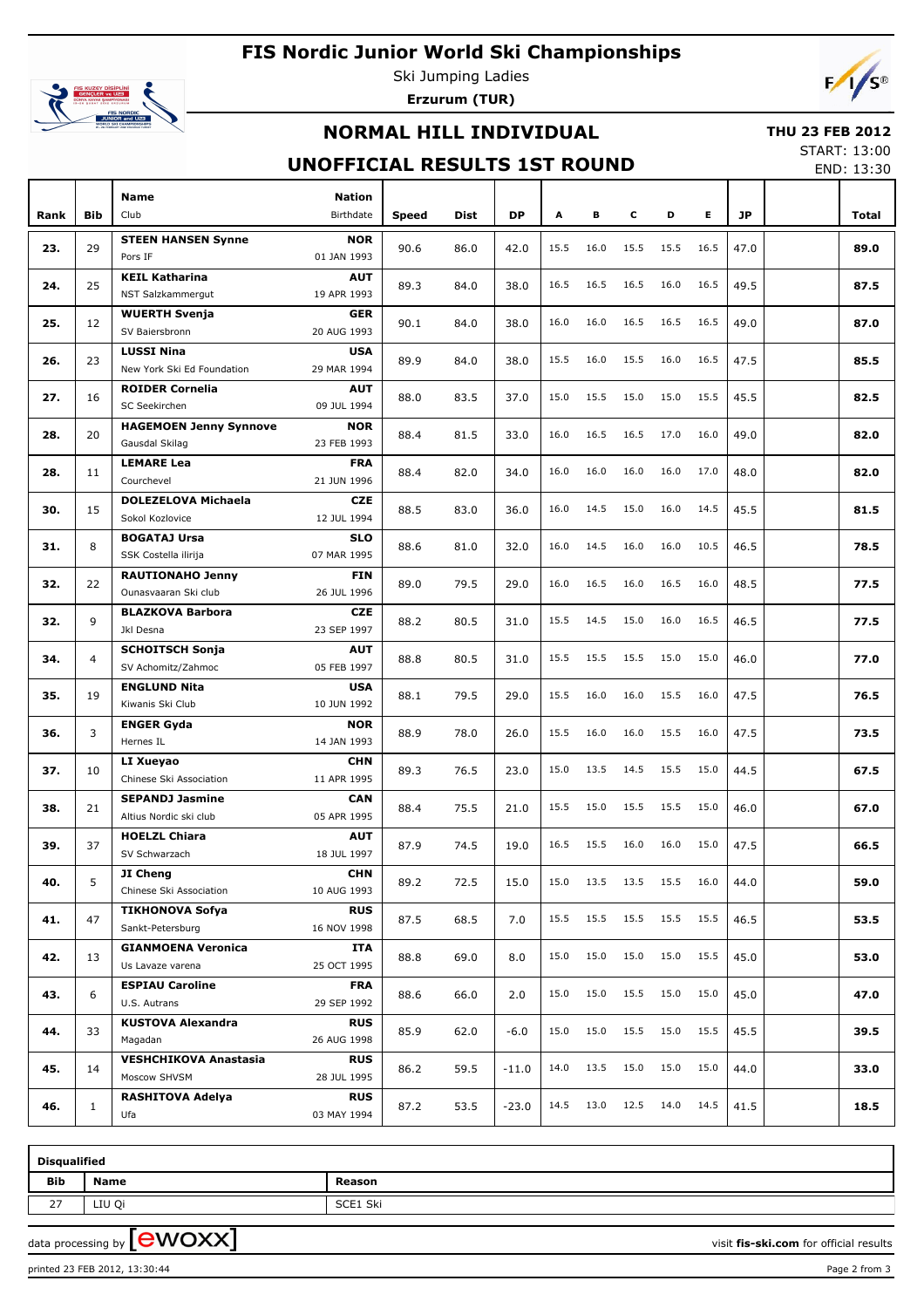# FIS Nordic Junior World Ski Championships

Ski Jumping Ladies

**Erzurum (TUR)**

## NORMAL HILL INDIVIDUAL

**THU 23 FEB 2012**

START: 13:00

END: 13:30

## UNOFFICIAL RESULTS 1ST ROUND

| Rank | Bib | Name / Club | Nation / Birthdate | Speed | Dist | DP | A | B | C | D | E | JP | | Total |
|---|---|---|---|---|---|---|---|---|---|---|---|---|---|---|
| **23.** | 29 | **STEEN HANSEN Synne** Pors IF | **NOR** 01 JAN 1993 | 90.6 | 86.0 | 42.0 | 15.5 | 16.0 | 15.5 | 15.5 | 16.5 | 47.0 | | **89.0** |
| **24.** | 25 | **KEIL Katharina** NST Salzkammergut | **AUT** 19 APR 1993 | 89.3 | 84.0 | 38.0 | 16.5 | 16.5 | 16.5 | 16.0 | 16.5 | 49.5 | | **87.5** |
| **25.** | 12 | **WUERTH Svenja** SV Baiersbronn | **GER** 20 AUG 1993 | 90.1 | 84.0 | 38.0 | 16.0 | 16.0 | 16.5 | 16.5 | 16.5 | 49.0 | | **87.0** |
| **26.** | 23 | **LUSSI Nina** New York Ski Ed Foundation | **USA** 29 MAR 1994 | 89.9 | 84.0 | 38.0 | 15.5 | 16.0 | 15.5 | 16.0 | 16.5 | 47.5 | | **85.5** |
| **27.** | 16 | **ROIDER Cornelia** SC Seekirchen | **AUT** 09 JUL 1994 | 88.0 | 83.5 | 37.0 | 15.0 | 15.5 | 15.0 | 15.0 | 15.5 | 45.5 | | **82.5** |
| **28.** | 20 | **HAGEMOEN Jenny Synnove** Gausdal Skilag | **NOR** 23 FEB 1993 | 88.4 | 81.5 | 33.0 | 16.0 | 16.5 | 16.5 | 17.0 | 16.0 | 49.0 | | **82.0** |
| **28.** | 11 | **LEMARE Lea** Courchevel | **FRA** 21 JUN 1996 | 88.4 | 82.0 | 34.0 | 16.0 | 16.0 | 16.0 | 16.0 | 17.0 | 48.0 | | **82.0** |
| **30.** | 15 | **DOLEZELOVA Michaela** Sokol Kozlovice | **CZE** 12 JUL 1994 | 88.5 | 83.0 | 36.0 | 16.0 | 14.5 | 15.0 | 16.0 | 14.5 | 45.5 | | **81.5** |
| **31.** | 8 | **BOGATAJ Ursa** SSK Costella ilirija | **SLO** 07 MAR 1995 | 88.6 | 81.0 | 32.0 | 16.0 | 14.5 | 16.0 | 16.0 | 10.5 | 46.5 | | **78.5** |
| **32.** | 22 | **RAUTIONAHO Jenny** Ounasvaaran Ski club | **FIN** 26 JUL 1996 | 89.0 | 79.5 | 29.0 | 16.0 | 16.5 | 16.0 | 16.5 | 16.0 | 48.5 | | **77.5** |
| **32.** | 9 | **BLAZKOVA Barbora** Jkl Desna | **CZE** 23 SEP 1997 | 88.2 | 80.5 | 31.0 | 15.5 | 14.5 | 15.0 | 16.0 | 16.5 | 46.5 | | **77.5** |
| **34.** | 4 | **SCHOITSCH Sonja** SV Achomitz/Zahomc | **AUT** 05 FEB 1997 | 88.8 | 80.5 | 31.0 | 15.5 | 15.5 | 15.5 | 15.0 | 15.0 | 46.0 | | **77.0** |
| **35.** | 19 | **ENGLUND Nita** Kiwanis Ski Club | **USA** 10 JUN 1992 | 88.1 | 79.5 | 29.0 | 15.5 | 16.0 | 16.0 | 15.5 | 16.0 | 47.5 | | **76.5** |
| **36.** | 3 | **ENGER Gyda** Hernes IL | **NOR** 14 JAN 1993 | 88.9 | 78.0 | 26.0 | 15.5 | 16.0 | 16.0 | 15.5 | 16.0 | 47.5 | | **73.5** |
| **37.** | 10 | **LI Xueyao** Chinese Ski Association | **CHN** 11 APR 1995 | 89.3 | 76.5 | 23.0 | 15.0 | 13.5 | 14.5 | 15.5 | 15.0 | 44.5 | | **67.5** |
| **38.** | 21 | **SEPANDJ Jasmine** Altius Nordic ski club | **CAN** 05 APR 1995 | 88.4 | 75.5 | 21.0 | 15.5 | 15.0 | 15.5 | 15.5 | 15.0 | 46.0 | | **67.0** |
| **39.** | 37 | **HOELZL Chiara** SV Schwarzach | **AUT** 18 JUL 1997 | 87.9 | 74.5 | 19.0 | 16.5 | 15.5 | 16.0 | 16.0 | 15.0 | 47.5 | | **66.5** |
| **40.** | 5 | **JI Cheng** Chinese Ski Association | **CHN** 10 AUG 1993 | 89.2 | 72.5 | 15.0 | 15.0 | 13.5 | 13.5 | 15.5 | 16.0 | 44.0 | | **59.0** |
| **41.** | 47 | **TIKHONOVA Sofya** Sankt-Petersburg | **RUS** 16 NOV 1998 | 87.5 | 68.5 | 7.0 | 15.5 | 15.5 | 15.5 | 15.5 | 15.5 | 46.5 | | **53.5** |
| **42.** | 13 | **GIANMOENA Veronica** Us Lavaze varena | **ITA** 25 OCT 1995 | 88.8 | 69.0 | 8.0 | 15.0 | 15.0 | 15.0 | 15.0 | 15.5 | 45.0 | | **53.0** |
| **43.** | 6 | **ESPIAU Caroline** U.S. Autrans | **FRA** 29 SEP 1992 | 88.6 | 66.0 | 2.0 | 15.0 | 15.0 | 15.5 | 15.0 | 15.0 | 45.0 | | **47.0** |
| **44.** | 33 | **KUSTOVA Alexandra** Magadan | **RUS** 26 AUG 1998 | 85.9 | 62.0 | -6.0 | 15.0 | 15.0 | 15.5 | 15.0 | 15.5 | 45.5 | | **39.5** |
| **45.** | 14 | **VESHCHIKOVA Anastasia** Moscow SHVSM | **RUS** 28 JUL 1995 | 86.2 | 59.5 | -11.0 | 14.0 | 13.5 | 15.0 | 15.0 | 15.0 | 44.0 | | **33.0** |
| **46.** | 1 | **RASHITOVA Adelya** Ufa | **RUS** 03 MAY 1994 | 87.2 | 53.5 | -23.0 | 14.5 | 13.0 | 12.5 | 14.0 | 14.5 | 41.5 | | **18.5** |

**Disqualified**

| Bib | Name | Reason |
|---|---|---|
| 27 | LIU Qi | SCE1 Ski |

data processing by ewoxx — visit **fis-ski.com** for official results

printed 23 FEB 2012, 13:30:44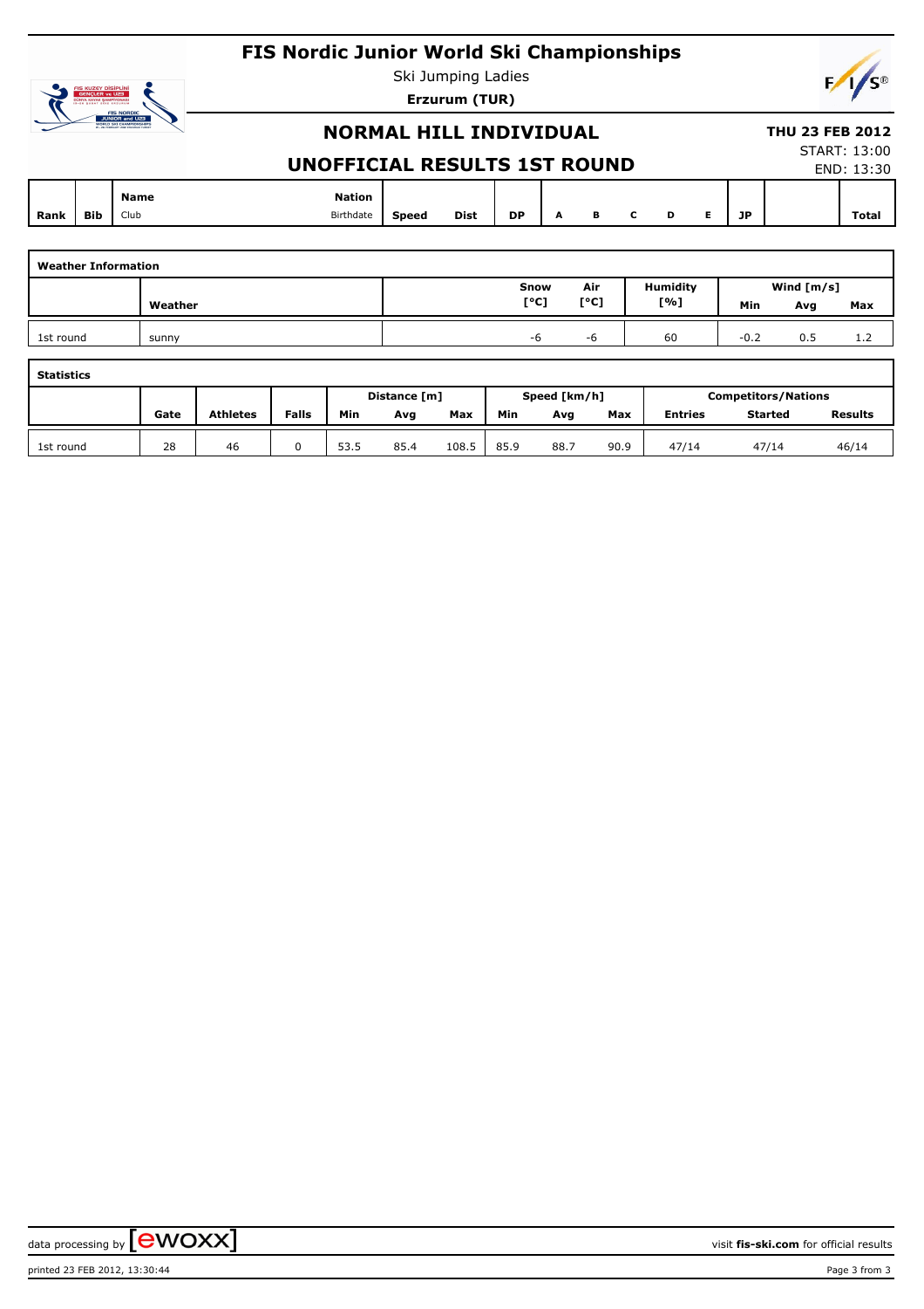# FIS Nordic Junior World Ski Championships

Ski Jumping Ladies

**Erzurum (TUR)**

## NORMAL HILL INDIVIDUAL

## UNOFFICIAL RESULTS 1ST ROUND

**THU 23 FEB 2012**

START: 13:00

END: 13:30

| Rank | Bib | Name / Club | Nation / Birthdate | Speed | Dist | DP | A | B | C | D | E | JP | | Total |
|---|---|---|---|---|---|---|---|---|---|---|---|---|---|---|

**Weather Information**

| | Weather | Snow [°C] | Air [°C] | Humidity [%] | Wind [m/s] Min | Avg | Max |
|---|---|---|---|---|---|---|---|
| 1st round | sunny | -6 | -6 | 60 | -0.2 | 0.5 | 1.2 |

**Statistics**

| | Gate | Athletes | Falls | Distance [m] Min | Avg | Max | Speed [km/h] Min | Avg | Max | Competitors/Nations Entries | Started | Results |
|---|---|---|---|---|---|---|---|---|---|---|---|---|
| 1st round | 28 | 46 | 0 | 53.5 | 85.4 | 108.5 | 85.9 | 88.7 | 90.9 | 47/14 | 47/14 | 46/14 |

data processing by ewoxx

visit fis-ski.com for official results

printed 23 FEB 2012, 13:30:44